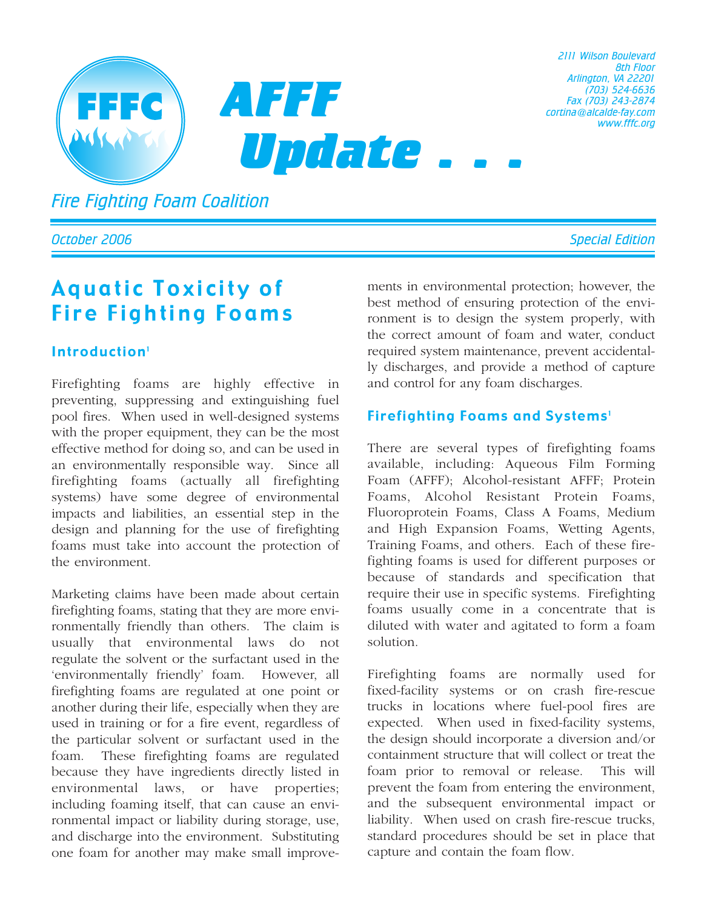# AFFF Update . . .

**FFFC**

Fire Fighting Foam Coalition

2111 Wilson Boulevard
8th Floor
Arlington, VA 22201
(703) 524-6636
Fax (703) 243-2874
cortina@alcalde-fay.com
www.fffc.org

October 2006

Special Edition

## Aquatic Toxicity of Fire Fighting Foams

### Introduction[1]

Firefighting foams are highly effective in preventing, suppressing and extinguishing fuel pool fires. When used in well-designed systems with the proper equipment, they can be the most effective method for doing so, and can be used in an environmentally responsible way. Since all firefighting foams (actually all firefighting systems) have some degree of environmental impacts and liabilities, an essential step in the design and planning for the use of firefighting foams must take into account the protection of the environment.

Marketing claims have been made about certain firefighting foams, stating that they are more environmentally friendly than others. The claim is usually that environmental laws do not regulate the solvent or the surfactant used in the 'environmentally friendly' foam. However, all firefighting foams are regulated at one point or another during their life, especially when they are used in training or for a fire event, regardless of the particular solvent or surfactant used in the foam. These firefighting foams are regulated because they have ingredients directly listed in environmental laws, or have properties; including foaming itself, that can cause an environmental impact or liability during storage, use, and discharge into the environment. Substituting one foam for another may make small improvements in environmental protection; however, the best method of ensuring protection of the environment is to design the system properly, with the correct amount of foam and water, conduct required system maintenance, prevent accidentally discharges, and provide a method of capture and control for any foam discharges.

### Firefighting Foams and Systems[1]

There are several types of firefighting foams available, including: Aqueous Film Forming Foam (AFFF); Alcohol-resistant AFFF; Protein Foams, Alcohol Resistant Protein Foams, Fluoroprotein Foams, Class A Foams, Medium and High Expansion Foams, Wetting Agents, Training Foams, and others. Each of these firefighting foams is used for different purposes or because of standards and specification that require their use in specific systems. Firefighting foams usually come in a concentrate that is diluted with water and agitated to form a foam solution.

Firefighting foams are normally used for fixed-facility systems or on crash fire-rescue trucks in locations where fuel-pool fires are expected. When used in fixed-facility systems, the design should incorporate a diversion and/or containment structure that will collect or treat the foam prior to removal or release. This will prevent the foam from entering the environment, and the subsequent environmental impact or liability. When used on crash fire-rescue trucks, standard procedures should be set in place that capture and contain the foam flow.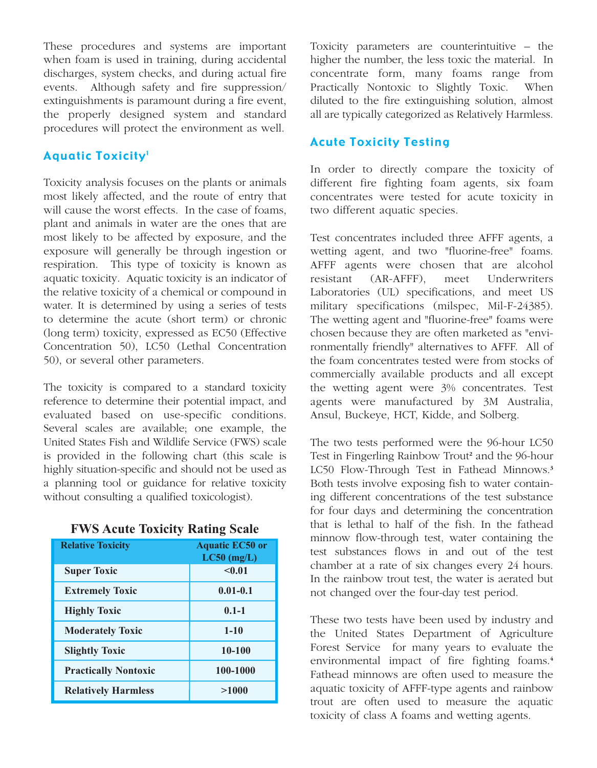These procedures and systems are important when foam is used in training, during accidental discharges, system checks, and during actual fire events. Although safety and fire suppression/extinguishments is paramount during a fire event, the properly designed system and standard procedures will protect the environment as well.

## Aquatic Toxicity[1]

Toxicity analysis focuses on the plants or animals most likely affected, and the route of entry that will cause the worst effects. In the case of foams, plant and animals in water are the ones that are most likely to be affected by exposure, and the exposure will generally be through ingestion or respiration. This type of toxicity is known as aquatic toxicity. Aquatic toxicity is an indicator of the relative toxicity of a chemical or compound in water. It is determined by using a series of tests to determine the acute (short term) or chronic (long term) toxicity, expressed as EC50 (Effective Concentration 50), LC50 (Lethal Concentration 50), or several other parameters.

The toxicity is compared to a standard toxicity reference to determine their potential impact, and evaluated based on use-specific conditions. Several scales are available; one example, the United States Fish and Wildlife Service (FWS) scale is provided in the following chart (this scale is highly situation-specific and should not be used as a planning tool or guidance for relative toxicity without consulting a qualified toxicologist).

**FWS Acute Toxicity Rating Scale**

| Relative Toxicity | Aquatic EC50 or LC50 (mg/L) |
|---|---|
| Super Toxic | <0.01 |
| Extremely Toxic | 0.01-0.1 |
| Highly Toxic | 0.1-1 |
| Moderately Toxic | 1-10 |
| Slightly Toxic | 10-100 |
| Practically Nontoxic | 100-1000 |
| Relatively Harmless | >1000 |

Toxicity parameters are counterintuitive – the higher the number, the less toxic the material. In concentrate form, many foams range from Practically Nontoxic to Slightly Toxic. When diluted to the fire extinguishing solution, almost all are typically categorized as Relatively Harmless.

## Acute Toxicity Testing

In order to directly compare the toxicity of different fire fighting foam agents, six foam concentrates were tested for acute toxicity in two different aquatic species.

Test concentrates included three AFFF agents, a wetting agent, and two "fluorine-free" foams. AFFF agents were chosen that are alcohol resistant (AR-AFFF), meet Underwriters Laboratories (UL) specifications, and meet US military specifications (milspec, Mil-F-24385). The wetting agent and "fluorine-free" foams were chosen because they are often marketed as "environmentally friendly" alternatives to AFFF. All of the foam concentrates tested were from stocks of commercially available products and all except the wetting agent were 3% concentrates. Test agents were manufactured by 3M Australia, Ansul, Buckeye, HCT, Kidde, and Solberg.

The two tests performed were the 96-hour LC50 Test in Fingerling Rainbow Trout[2] and the 96-hour LC50 Flow-Through Test in Fathead Minnows.[3] Both tests involve exposing fish to water containing different concentrations of the test substance for four days and determining the concentration that is lethal to half of the fish. In the fathead minnow flow-through test, water containing the test substances flows in and out of the test chamber at a rate of six changes every 24 hours. In the rainbow trout test, the water is aerated but not changed over the four-day test period.

These two tests have been used by industry and the United States Department of Agriculture Forest Service for many years to evaluate the environmental impact of fire fighting foams.[4] Fathead minnows are often used to measure the aquatic toxicity of AFFF-type agents and rainbow trout are often used to measure the aquatic toxicity of class A foams and wetting agents.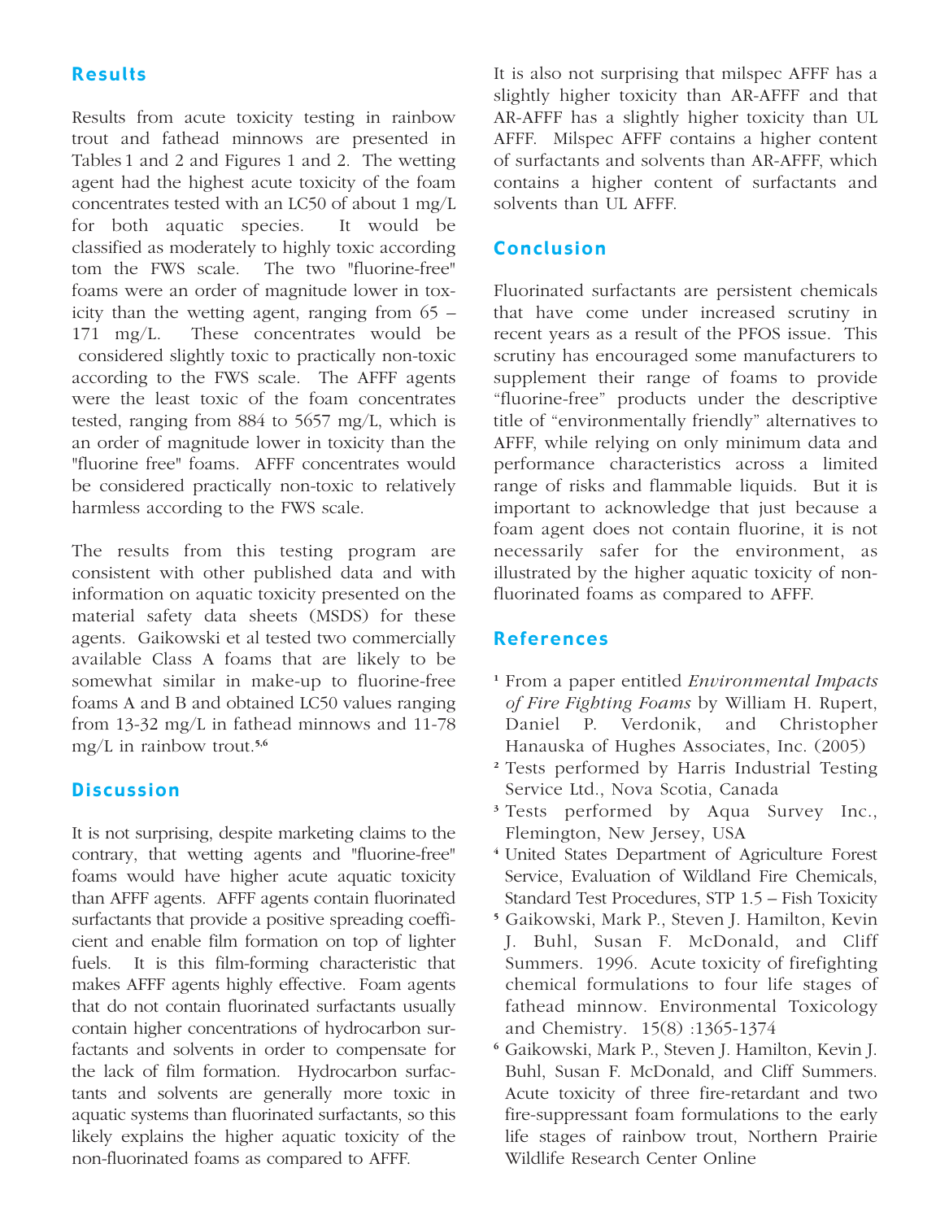## Results

Results from acute toxicity testing in rainbow trout and fathead minnows are presented in Tables 1 and 2 and Figures 1 and 2. The wetting agent had the highest acute toxicity of the foam concentrates tested with an LC50 of about 1 mg/L for both aquatic species. It would be classified as moderately to highly toxic according tom the FWS scale. The two "fluorine-free" foams were an order of magnitude lower in toxicity than the wetting agent, ranging from 65 – 171 mg/L. These concentrates would be considered slightly toxic to practically non-toxic according to the FWS scale. The AFFF agents were the least toxic of the foam concentrates tested, ranging from 884 to 5657 mg/L, which is an order of magnitude lower in toxicity than the "fluorine free" foams. AFFF concentrates would be considered practically non-toxic to relatively harmless according to the FWS scale.

The results from this testing program are consistent with other published data and with information on aquatic toxicity presented on the material safety data sheets (MSDS) for these agents. Gaikowski et al tested two commercially available Class A foams that are likely to be somewhat similar in make-up to fluorine-free foams A and B and obtained LC50 values ranging from 13-32 mg/L in fathead minnows and 11-78 mg/L in rainbow trout.[5,6]

## Discussion

It is not surprising, despite marketing claims to the contrary, that wetting agents and "fluorine-free" foams would have higher acute aquatic toxicity than AFFF agents. AFFF agents contain fluorinated surfactants that provide a positive spreading coefficient and enable film formation on top of lighter fuels. It is this film-forming characteristic that makes AFFF agents highly effective. Foam agents that do not contain fluorinated surfactants usually contain higher concentrations of hydrocarbon surfactants and solvents in order to compensate for the lack of film formation. Hydrocarbon surfactants and solvents are generally more toxic in aquatic systems than fluorinated surfactants, so this likely explains the higher aquatic toxicity of the non-fluorinated foams as compared to AFFF.

It is also not surprising that milspec AFFF has a slightly higher toxicity than AR-AFFF and that AR-AFFF has a slightly higher toxicity than UL AFFF. Milspec AFFF contains a higher content of surfactants and solvents than AR-AFFF, which contains a higher content of surfactants and solvents than UL AFFF.

## Conclusion

Fluorinated surfactants are persistent chemicals that have come under increased scrutiny in recent years as a result of the PFOS issue. This scrutiny has encouraged some manufacturers to supplement their range of foams to provide "fluorine-free" products under the descriptive title of "environmentally friendly" alternatives to AFFF, while relying on only minimum data and performance characteristics across a limited range of risks and flammable liquids. But it is important to acknowledge that just because a foam agent does not contain fluorine, it is not necessarily safer for the environment, as illustrated by the higher aquatic toxicity of non-fluorinated foams as compared to AFFF.

## References

1. From a paper entitled *Environmental Impacts of Fire Fighting Foams* by William H. Rupert, Daniel P. Verdonik, and Christopher Hanauska of Hughes Associates, Inc. (2005)
2. Tests performed by Harris Industrial Testing Service Ltd., Nova Scotia, Canada
3. Tests performed by Aqua Survey Inc., Flemington, New Jersey, USA
4. United States Department of Agriculture Forest Service, Evaluation of Wildland Fire Chemicals, Standard Test Procedures, STP 1.5 – Fish Toxicity
5. Gaikowski, Mark P., Steven J. Hamilton, Kevin J. Buhl, Susan F. McDonald, and Cliff Summers. 1996. Acute toxicity of firefighting chemical formulations to four life stages of fathead minnow. Environmental Toxicology and Chemistry. 15(8) :1365-1374
6. Gaikowski, Mark P., Steven J. Hamilton, Kevin J. Buhl, Susan F. McDonald, and Cliff Summers. Acute toxicity of three fire-retardant and two fire-suppressant foam formulations to the early life stages of rainbow trout, Northern Prairie Wildlife Research Center Online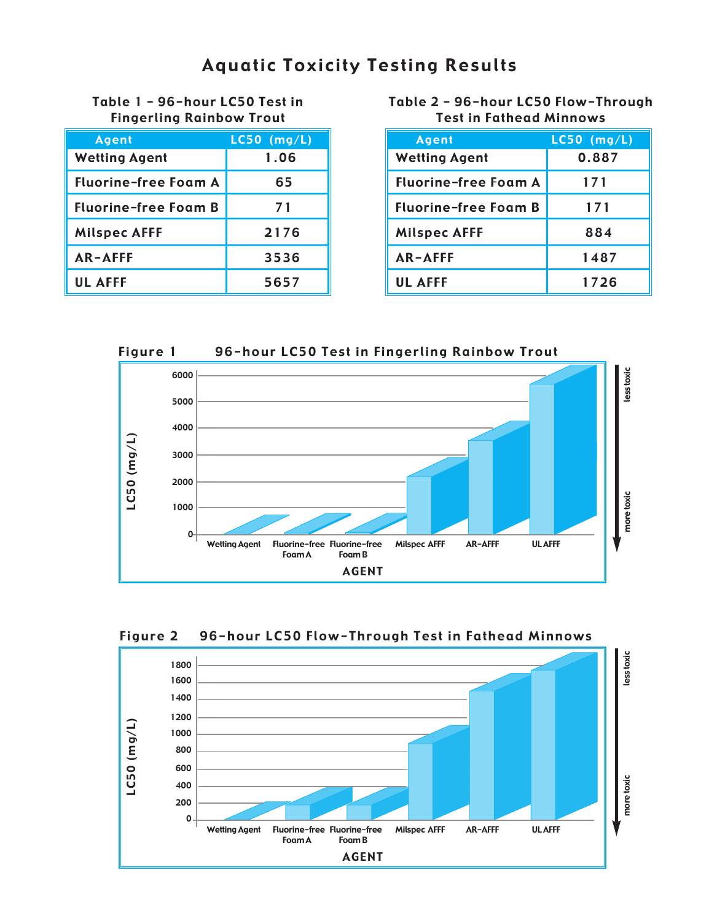# Aquatic Toxicity Testing Results

### Table 1 – 96-hour LC50 Test in Fingerling Rainbow Trout

| Agent | LC50 (mg/L) |
|---|---|
| Wetting Agent | 1.06 |
| Fluorine-free Foam A | 65 |
| Fluorine-free Foam B | 71 |
| Milspec AFFF | 2176 |
| AR-AFFF | 3536 |
| UL AFFF | 5657 |

### Table 2 – 96-hour LC50 Flow-Through Test in Fathead Minnows

| Agent | LC50 (mg/L) |
|---|---|
| Wetting Agent | 0.887 |
| Fluorine-free Foam A | 171 |
| Fluorine-free Foam B | 171 |
| Milspec AFFF | 884 |
| AR-AFFF | 1487 |
| UL AFFF | 1726 |

**Figure 1** 96-hour LC50 Test in Fingerling Rainbow Trout

LC50 (mg/L)

6000
5000
4000
3000
2000
1000
0

Wetting Agent, Fluorine-free Foam A, Fluorine-free Foam B, Milspec AFFF, AR-AFFF, UL AFFF

AGENT

less toxic
more toxic

**Figure 2** 96-hour LC50 Flow-Through Test in Fathead Minnows

LC50 (mg/L)

1800
1600
1400
1200
1000
800
600
400
200
0

Wetting Agent, Fluorine-free Foam A, Fluorine-free Foam B, Milspec AFFF, AR-AFFF, UL AFFF

AGENT

less toxic
more toxic